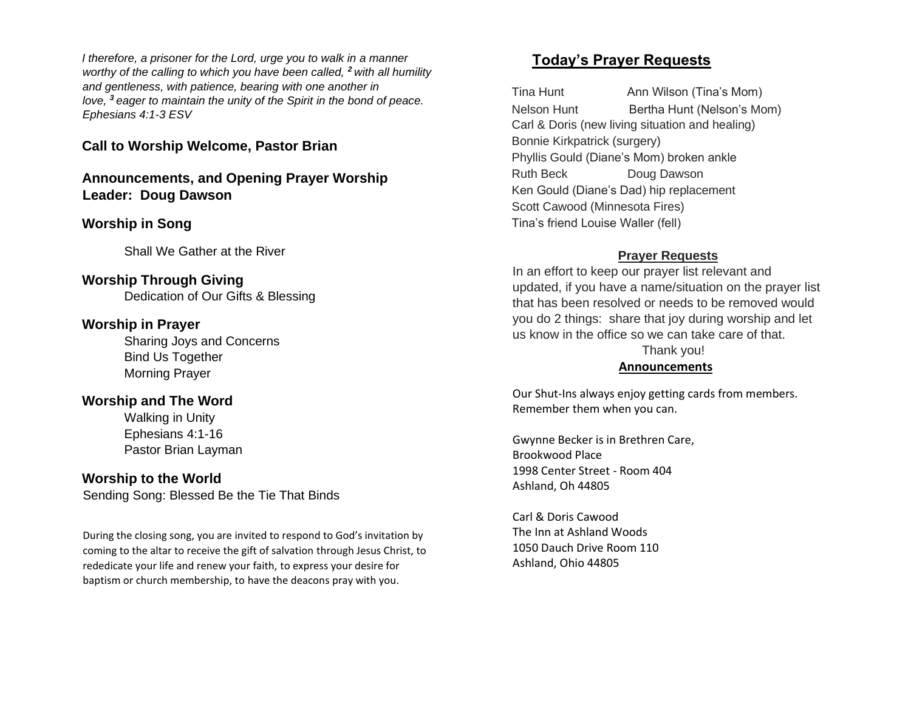*I therefore, a prisoner for the Lord, urge you to walk in a manner worthy of the calling to which you have been called, [2] with all humility and gentleness, with patience, bearing with one another in love, [3] eager to maintain the unity of the Spirit in the bond of peace. Ephesians 4:1-3 ESV*

**Call to Worship Welcome, Pastor Brian**

**Announcements, and Opening Prayer Worship Leader: Doug Dawson**

**Worship in Song**

Shall We Gather at the River

**Worship Through Giving**

Dedication of Our Gifts & Blessing

**Worship in Prayer**

Sharing Joys and Concerns
Bind Us Together
Morning Prayer

**Worship and The Word**

Walking in Unity
Ephesians 4:1-16
Pastor Brian Layman

**Worship to the World**

Sending Song: Blessed Be the Tie That Binds

During the closing song, you are invited to respond to God's invitation by coming to the altar to receive the gift of salvation through Jesus Christ, to rededicate your life and renew your faith, to express your desire for baptism or church membership, to have the deacons pray with you.

## Today's Prayer Requests

Tina Hunt — Ann Wilson (Tina's Mom)
Nelson Hunt — Bertha Hunt (Nelson's Mom)
Carl & Doris (new living situation and healing)
Bonnie Kirkpatrick (surgery)
Phyllis Gould (Diane's Mom) broken ankle
Ruth Beck — Doug Dawson
Ken Gould (Diane's Dad) hip replacement
Scott Cawood (Minnesota Fires)
Tina's friend Louise Waller (fell)

### Prayer Requests

In an effort to keep our prayer list relevant and updated, if you have a name/situation on the prayer list that has been resolved or needs to be removed would you do 2 things: share that joy during worship and let us know in the office so we can take care of that.

Thank you!

### Announcements

Our Shut-Ins always enjoy getting cards from members. Remember them when you can.

Gwynne Becker is in Brethren Care,
Brookwood Place
1998 Center Street - Room 404
Ashland, Oh 44805

Carl & Doris Cawood
The Inn at Ashland Woods
1050 Dauch Drive Room 110
Ashland, Ohio 44805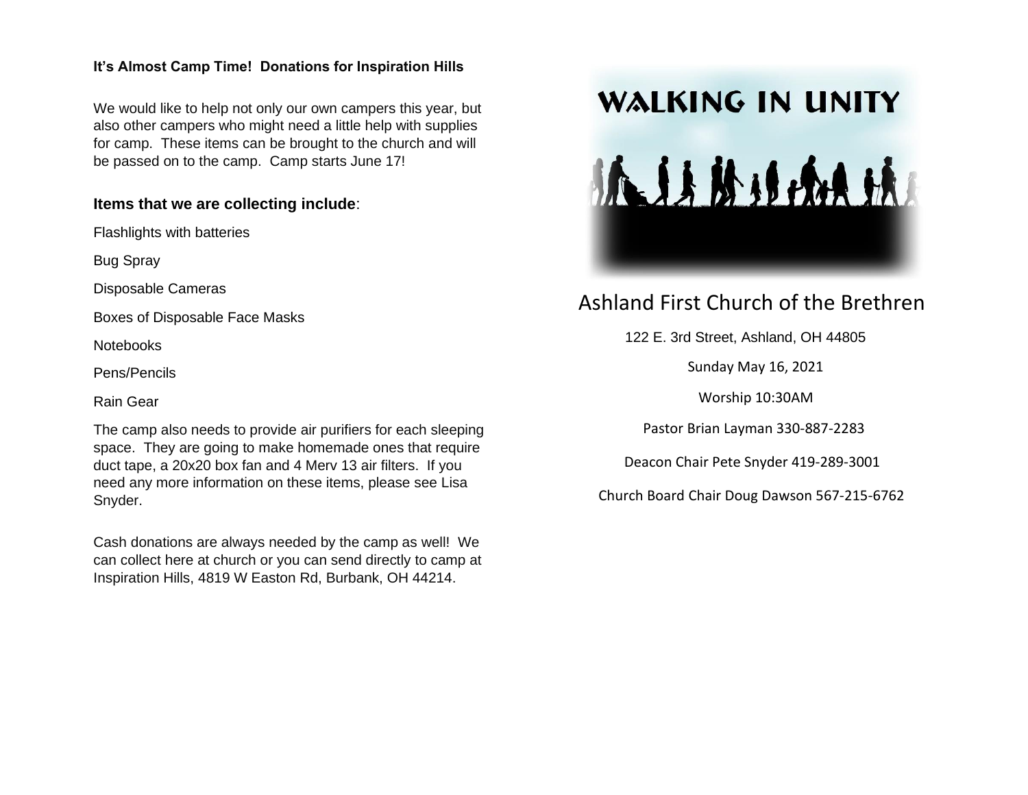**It's Almost Camp Time! Donations for Inspiration Hills**

We would like to help not only our own campers this year, but also other campers who might need a little help with supplies for camp. These items can be brought to the church and will be passed on to the camp. Camp starts June 17!

**Items that we are collecting include**:

Flashlights with batteries

Bug Spray

Disposable Cameras

Boxes of Disposable Face Masks

Notebooks

Pens/Pencils

Rain Gear

The camp also needs to provide air purifiers for each sleeping space. They are going to make homemade ones that require duct tape, a 20x20 box fan and 4 Merv 13 air filters. If you need any more information on these items, please see Lisa Snyder.

Cash donations are always needed by the camp as well! We can collect here at church or you can send directly to camp at Inspiration Hills, 4819 W Easton Rd, Burbank, OH 44214.

# WALKING IN UNITY

## Ashland First Church of the Brethren

122 E. 3rd Street, Ashland, OH 44805

Sunday May 16, 2021

Worship 10:30AM

Pastor Brian Layman 330-887-2283

Deacon Chair Pete Snyder 419-289-3001

Church Board Chair Doug Dawson 567-215-6762